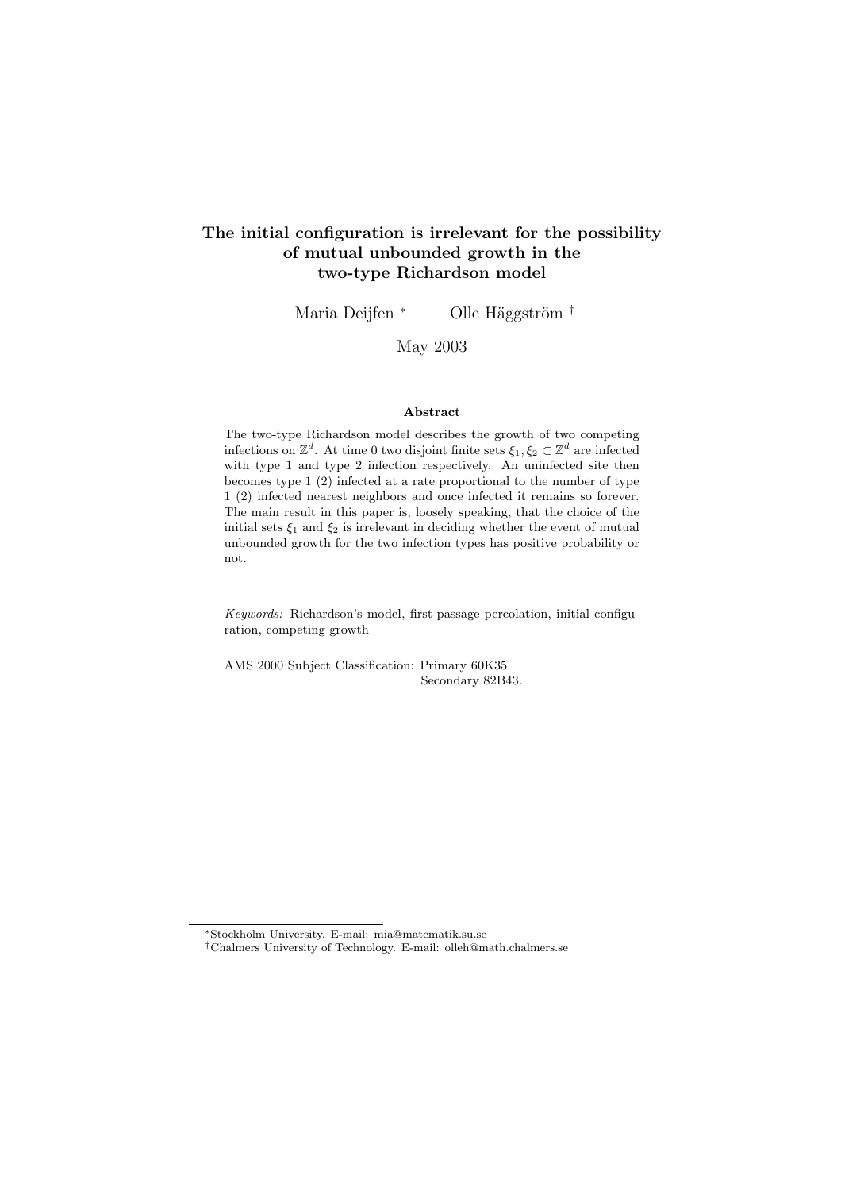# The initial configuration is irrelevant for the possibility of mutual unbounded growth in the two-type Richardson model

Maria Deijfen [*] Olle Häggström [†]

May 2003

### Abstract

The two-type Richardson model describes the growth of two competing infections on $\mathbb{Z}^d$. At time 0 two disjoint finite sets $\xi_1, \xi_2 \subset \mathbb{Z}^d$ are infected with type 1 and type 2 infection respectively. An uninfected site then becomes type 1 (2) infected at a rate proportional to the number of type 1 (2) infected nearest neighbors and once infected it remains so forever. The main result in this paper is, loosely speaking, that the choice of the initial sets $\xi_1$ and $\xi_2$ is irrelevant in deciding whether the event of mutual unbounded growth for the two infection types has positive probability or not.

*Keywords:* Richardson's model, first-passage percolation, initial configuration, competing growth

AMS 2000 Subject Classification: Primary 60K35
Secondary 82B43.

---

[*] Stockholm University. E-mail: mia@matematik.su.se

[†] Chalmers University of Technology. E-mail: olleh@math.chalmers.se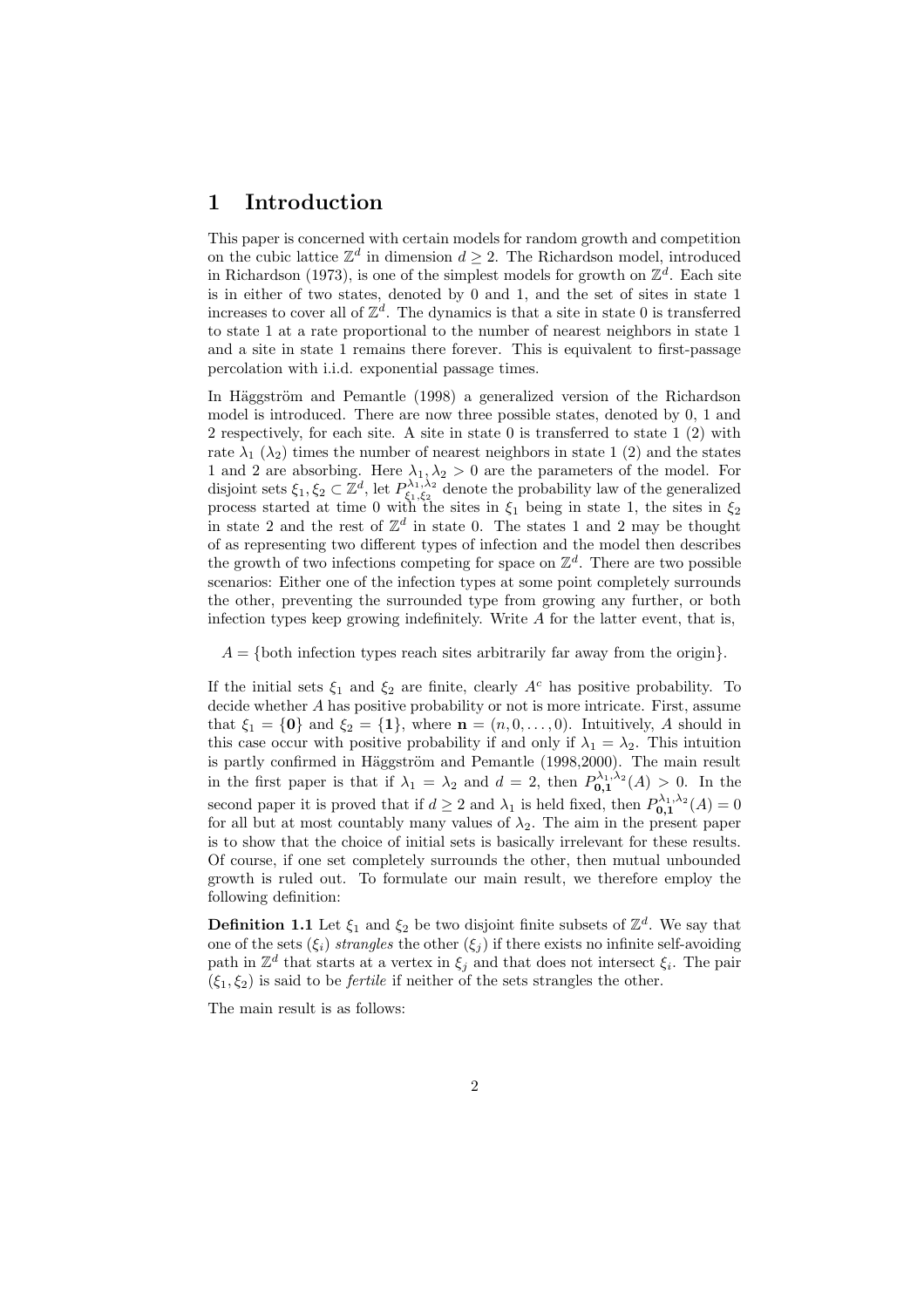# 1 Introduction

This paper is concerned with certain models for random growth and competition on the cubic lattice $\mathbb{Z}^d$ in dimension $d \geq 2$. The Richardson model, introduced in Richardson (1973), is one of the simplest models for growth on $\mathbb{Z}^d$. Each site is in either of two states, denoted by 0 and 1, and the set of sites in state 1 increases to cover all of $\mathbb{Z}^d$. The dynamics is that a site in state 0 is transferred to state 1 at a rate proportional to the number of nearest neighbors in state 1 and a site in state 1 remains there forever. This is equivalent to first-passage percolation with i.i.d. exponential passage times.

In Häggström and Pemantle (1998) a generalized version of the Richardson model is introduced. There are now three possible states, denoted by 0, 1 and 2 respectively, for each site. A site in state 0 is transferred to state 1 (2) with rate $\lambda_1$ ($\lambda_2$) times the number of nearest neighbors in state 1 (2) and the states 1 and 2 are absorbing. Here $\lambda_1, \lambda_2 > 0$ are the parameters of the model. For disjoint sets $\xi_1, \xi_2 \subset \mathbb{Z}^d$, let $P^{\lambda_1,\lambda_2}_{\xi_1,\xi_2}$ denote the probability law of the generalized process started at time 0 with the sites in $\xi_1$ being in state 1, the sites in $\xi_2$ in state 2 and the rest of $\mathbb{Z}^d$ in state 0. The states 1 and 2 may be thought of as representing two different types of infection and the model then describes the growth of two infections competing for space on $\mathbb{Z}^d$. There are two possible scenarios: Either one of the infection types at some point completely surrounds the other, preventing the surrounded type from growing any further, or both infection types keep growing indefinitely. Write $A$ for the latter event, that is,

$$A = \{\text{both infection types reach sites arbitrarily far away from the origin}\}.$$

If the initial sets $\xi_1$ and $\xi_2$ are finite, clearly $A^c$ has positive probability. To decide whether $A$ has positive probability or not is more intricate. First, assume that $\xi_1 = \{\mathbf{0}\}$ and $\xi_2 = \{\mathbf{1}\}$, where $\mathbf{n} = (n, 0, \ldots, 0)$. Intuitively, $A$ should in this case occur with positive probability if and only if $\lambda_1 = \lambda_2$. This intuition is partly confirmed in Häggström and Pemantle (1998,2000). The main result in the first paper is that if $\lambda_1 = \lambda_2$ and $d = 2$, then $P^{\lambda_1,\lambda_2}_{\mathbf{0},\mathbf{1}}(A) > 0$. In the second paper it is proved that if $d \geq 2$ and $\lambda_1$ is held fixed, then $P^{\lambda_1,\lambda_2}_{\mathbf{0},\mathbf{1}}(A) = 0$ for all but at most countably many values of $\lambda_2$. The aim in the present paper is to show that the choice of initial sets is basically irrelevant for these results. Of course, if one set completely surrounds the other, then mutual unbounded growth is ruled out. To formulate our main result, we therefore employ the following definition:

**Definition 1.1** Let $\xi_1$ and $\xi_2$ be two disjoint finite subsets of $\mathbb{Z}^d$. We say that one of the sets ($\xi_i$) *strangles* the other ($\xi_j$) if there exists no infinite self-avoiding path in $\mathbb{Z}^d$ that starts at a vertex in $\xi_j$ and that does not intersect $\xi_i$. The pair $(\xi_1, \xi_2)$ is said to be *fertile* if neither of the sets strangles the other.

The main result is as follows: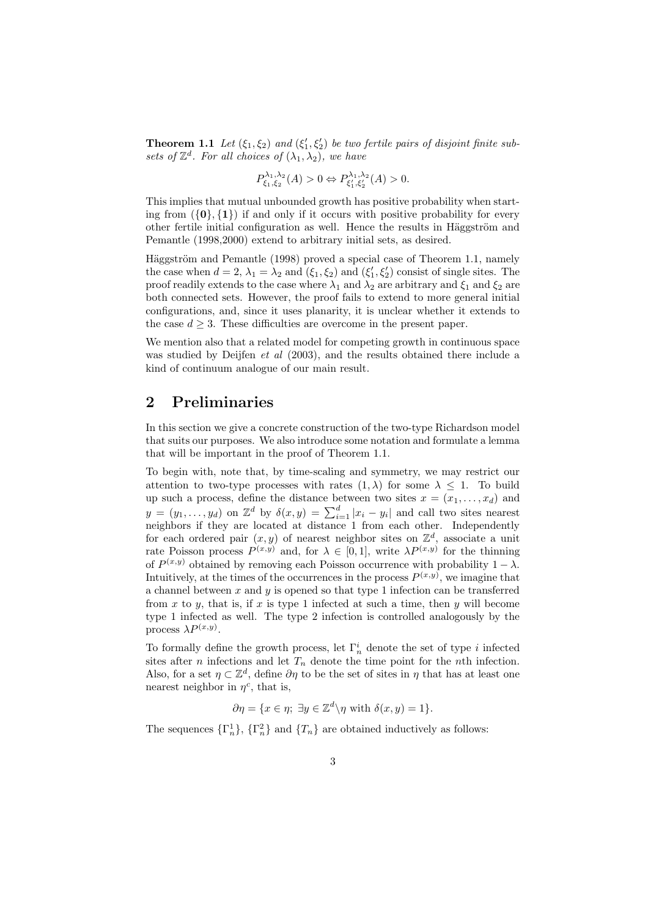**Theorem 1.1** *Let $(\xi_1, \xi_2)$ and $(\xi_1', \xi_2')$ be two fertile pairs of disjoint finite subsets of $\mathbb{Z}^d$. For all choices of $(\lambda_1, \lambda_2)$, we have*

$$P^{\lambda_1,\lambda_2}_{\xi_1,\xi_2}(A) > 0 \Leftrightarrow P^{\lambda_1,\lambda_2}_{\xi_1',\xi_2'}(A) > 0.$$

This implies that mutual unbounded growth has positive probability when starting from $(\{\mathbf{0}\}, \{\mathbf{1}\})$ if and only if it occurs with positive probability for every other fertile initial configuration as well. Hence the results in Häggström and Pemantle (1998,2000) extend to arbitrary initial sets, as desired.

Häggström and Pemantle (1998) proved a special case of Theorem 1.1, namely the case when $d = 2$, $\lambda_1 = \lambda_2$ and $(\xi_1, \xi_2)$ and $(\xi_1', \xi_2')$ consist of single sites. The proof readily extends to the case where $\lambda_1$ and $\lambda_2$ are arbitrary and $\xi_1$ and $\xi_2$ are both connected sets. However, the proof fails to extend to more general initial configurations, and, since it uses planarity, it is unclear whether it extends to the case $d \geq 3$. These difficulties are overcome in the present paper.

We mention also that a related model for competing growth in continuous space was studied by Deijfen *et al* (2003), and the results obtained there include a kind of continuum analogue of our main result.

## 2 Preliminaries

In this section we give a concrete construction of the two-type Richardson model that suits our purposes. We also introduce some notation and formulate a lemma that will be important in the proof of Theorem 1.1.

To begin with, note that, by time-scaling and symmetry, we may restrict our attention to two-type processes with rates $(1, \lambda)$ for some $\lambda \leq 1$. To build up such a process, define the distance between two sites $x = (x_1, \ldots, x_d)$ and $y = (y_1, \ldots, y_d)$ on $\mathbb{Z}^d$ by $\delta(x, y) = \sum_{i=1}^d |x_i - y_i|$ and call two sites nearest neighbors if they are located at distance 1 from each other. Independently for each ordered pair $(x, y)$ of nearest neighbor sites on $\mathbb{Z}^d$, associate a unit rate Poisson process $P^{(x,y)}$ and, for $\lambda \in [0, 1]$, write $\lambda P^{(x,y)}$ for the thinning of $P^{(x,y)}$ obtained by removing each Poisson occurrence with probability $1 - \lambda$. Intuitively, at the times of the occurrences in the process $P^{(x,y)}$, we imagine that a channel between $x$ and $y$ is opened so that type 1 infection can be transferred from $x$ to $y$, that is, if $x$ is type 1 infected at such a time, then $y$ will become type 1 infected as well. The type 2 infection is controlled analogously by the process $\lambda P^{(x,y)}$.

To formally define the growth process, let $\Gamma_n^i$ denote the set of type $i$ infected sites after $n$ infections and let $T_n$ denote the time point for the $n$th infection. Also, for a set $\eta \subset \mathbb{Z}^d$, define $\partial \eta$ to be the set of sites in $\eta$ that has at least one nearest neighbor in $\eta^c$, that is,

$$\partial \eta = \{x \in \eta;\ \exists y \in \mathbb{Z}^d \backslash \eta \text{ with } \delta(x, y) = 1\}.$$

The sequences $\{\Gamma_n^1\}$, $\{\Gamma_n^2\}$ and $\{T_n\}$ are obtained inductively as follows: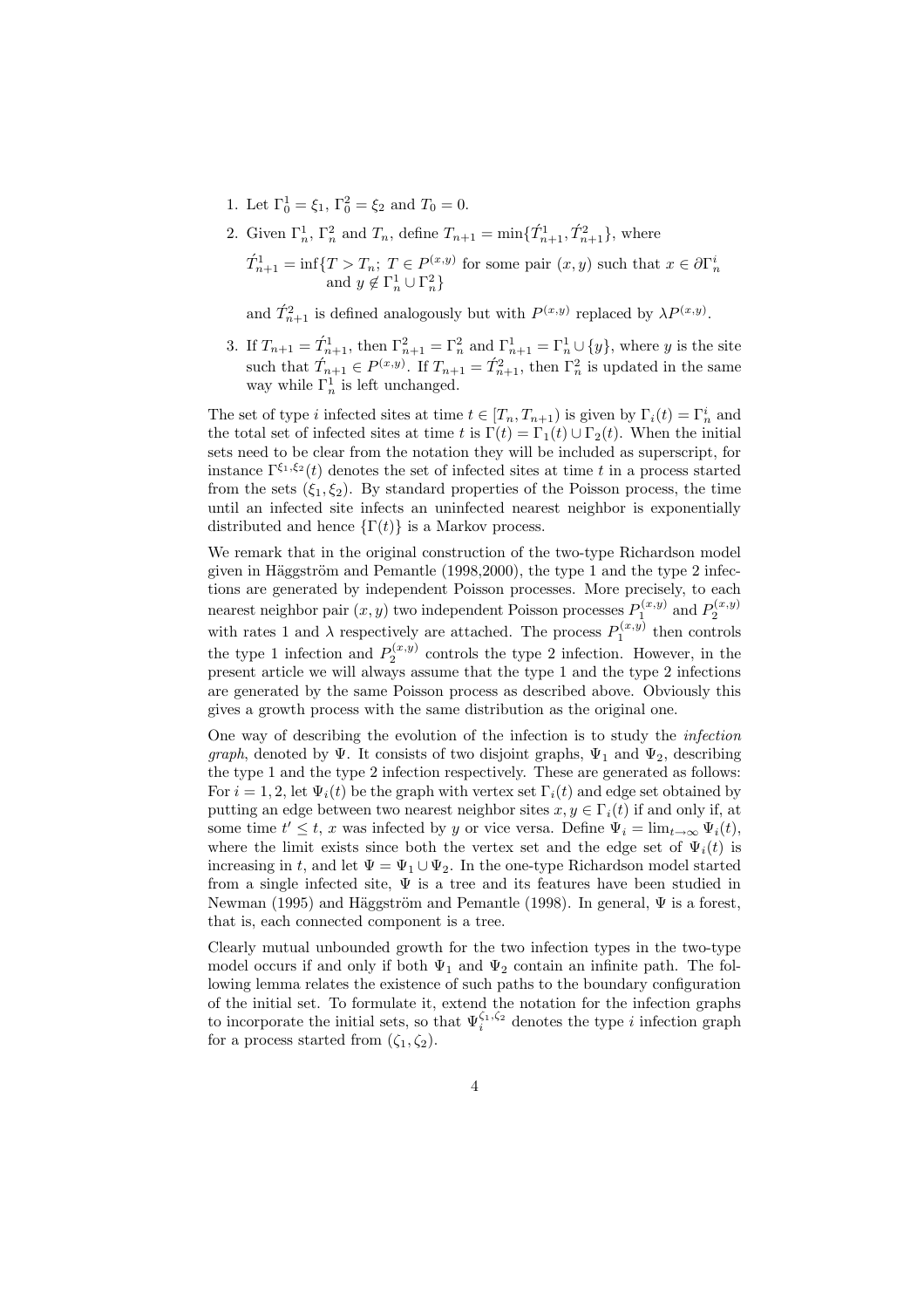1. Let $\Gamma_0^1 = \xi_1$, $\Gamma_0^2 = \xi_2$ and $T_0 = 0$.
2. Given $\Gamma_n^1$, $\Gamma_n^2$ and $T_n$, define $T_{n+1} = \min\{\acute{T}_{n+1}^1, \acute{T}_{n+1}^2\}$, where

   $$\acute{T}_{n+1}^1 = \inf\{T > T_n;\ T \in P^{(x,y)} \text{ for some pair } (x,y) \text{ such that } x \in \partial\Gamma_n^i \text{ and } y \notin \Gamma_n^1 \cup \Gamma_n^2\}$$

   and $\acute{T}_{n+1}^2$ is defined analogously but with $P^{(x,y)}$ replaced by $\lambda P^{(x,y)}$.
3. If $T_{n+1} = \acute{T}_{n+1}^1$, then $\Gamma_{n+1}^2 = \Gamma_n^2$ and $\Gamma_{n+1}^1 = \Gamma_n^1 \cup \{y\}$, where $y$ is the site such that $\acute{T}_{n+1} \in P^{(x,y)}$. If $T_{n+1} = \acute{T}_{n+1}^2$, then $\Gamma_n^2$ is updated in the same way while $\Gamma_n^1$ is left unchanged.

The set of type $i$ infected sites at time $t \in [T_n, T_{n+1})$ is given by $\Gamma_i(t) = \Gamma_n^i$ and the total set of infected sites at time $t$ is $\Gamma(t) = \Gamma_1(t) \cup \Gamma_2(t)$. When the initial sets need to be clear from the notation they will be included as superscript, for instance $\Gamma^{\xi_1,\xi_2}(t)$ denotes the set of infected sites at time $t$ in a process started from the sets $(\xi_1, \xi_2)$. By standard properties of the Poisson process, the time until an infected site infects an uninfected nearest neighbor is exponentially distributed and hence $\{\Gamma(t)\}$ is a Markov process.

We remark that in the original construction of the two-type Richardson model given in Häggström and Pemantle (1998,2000), the type 1 and the type 2 infections are generated by independent Poisson processes. More precisely, to each nearest neighbor pair $(x, y)$ two independent Poisson processes $P_1^{(x,y)}$ and $P_2^{(x,y)}$ with rates 1 and $\lambda$ respectively are attached. The process $P_1^{(x,y)}$ then controls the type 1 infection and $P_2^{(x,y)}$ controls the type 2 infection. However, in the present article we will always assume that the type 1 and the type 2 infections are generated by the same Poisson process as described above. Obviously this gives a growth process with the same distribution as the original one.

One way of describing the evolution of the infection is to study the *infection graph*, denoted by $\Psi$. It consists of two disjoint graphs, $\Psi_1$ and $\Psi_2$, describing the type 1 and the type 2 infection respectively. These are generated as follows: For $i = 1, 2$, let $\Psi_i(t)$ be the graph with vertex set $\Gamma_i(t)$ and edge set obtained by putting an edge between two nearest neighbor sites $x, y \in \Gamma_i(t)$ if and only if, at some time $t' \leq t$, $x$ was infected by $y$ or vice versa. Define $\Psi_i = \lim_{t\to\infty} \Psi_i(t)$, where the limit exists since both the vertex set and the edge set of $\Psi_i(t)$ is increasing in $t$, and let $\Psi = \Psi_1 \cup \Psi_2$. In the one-type Richardson model started from a single infected site, $\Psi$ is a tree and its features have been studied in Newman (1995) and Häggström and Pemantle (1998). In general, $\Psi$ is a forest, that is, each connected component is a tree.

Clearly mutual unbounded growth for the two infection types in the two-type model occurs if and only if both $\Psi_1$ and $\Psi_2$ contain an infinite path. The following lemma relates the existence of such paths to the boundary configuration of the initial set. To formulate it, extend the notation for the infection graphs to incorporate the initial sets, so that $\Psi_i^{\zeta_1,\zeta_2}$ denotes the type $i$ infection graph for a process started from $(\zeta_1, \zeta_2)$.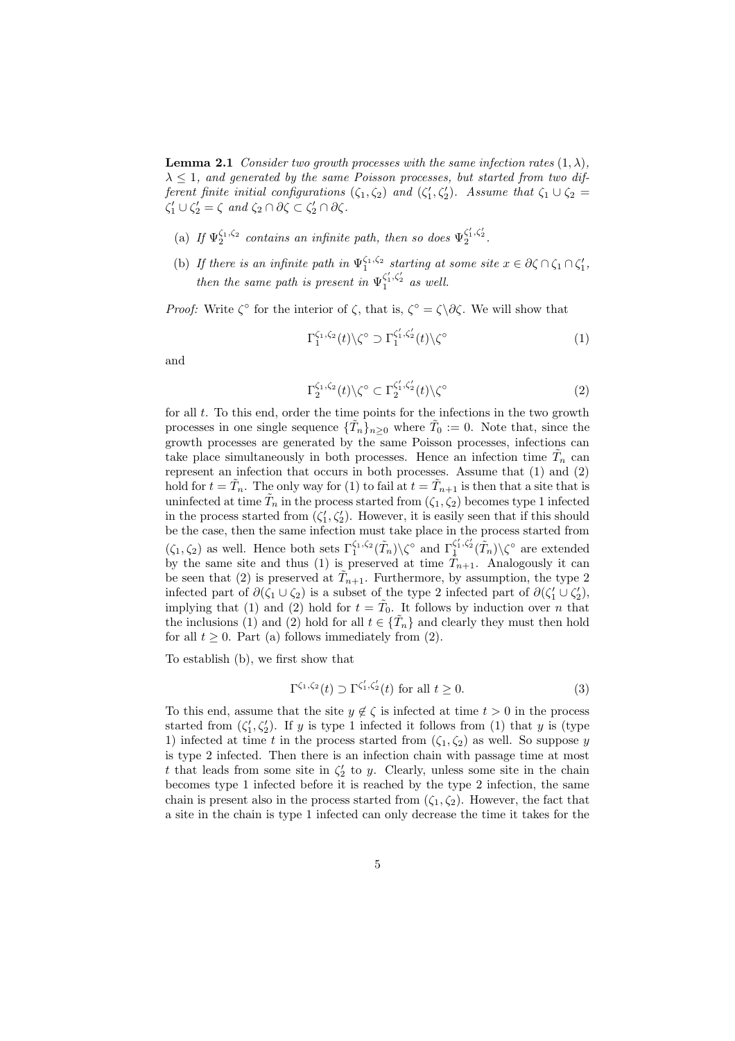**Lemma 2.1** *Consider two growth processes with the same infection rates $(1, \lambda)$, $\lambda \leq 1$, and generated by the same Poisson processes, but started from two different finite initial configurations $(\zeta_1, \zeta_2)$ and $(\zeta_1', \zeta_2')$. Assume that $\zeta_1 \cup \zeta_2 = \zeta_1' \cup \zeta_2' = \zeta$ and $\zeta_2 \cap \partial\zeta \subset \zeta_2' \cap \partial\zeta$.*

- (a) *If $\Psi_2^{\zeta_1,\zeta_2}$ contains an infinite path, then so does $\Psi_2^{\zeta_1',\zeta_2'}$.*
- (b) *If there is an infinite path in $\Psi_1^{\zeta_1,\zeta_2}$ starting at some site $x \in \partial\zeta \cap \zeta_1 \cap \zeta_1'$, then the same path is present in $\Psi_1^{\zeta_1',\zeta_2'}$ as well.*

*Proof:* Write $\zeta^\circ$ for the interior of $\zeta$, that is, $\zeta^\circ = \zeta \backslash \partial\zeta$. We will show that

$$\Gamma_1^{\zeta_1,\zeta_2}(t) \backslash \zeta^\circ \supset \Gamma_1^{\zeta_1',\zeta_2'}(t) \backslash \zeta^\circ \tag{1}$$

and

$$\Gamma_2^{\zeta_1,\zeta_2}(t) \backslash \zeta^\circ \subset \Gamma_2^{\zeta_1',\zeta_2'}(t) \backslash \zeta^\circ \tag{2}$$

for all $t$. To this end, order the time points for the infections in the two growth processes in one single sequence $\{\tilde{T}_n\}_{n \geq 0}$ where $\tilde{T}_0 := 0$. Note that, since the growth processes are generated by the same Poisson processes, infections can take place simultaneously in both processes. Hence an infection time $\tilde{T}_n$ can represent an infection that occurs in both processes. Assume that (1) and (2) hold for $t = \tilde{T}_n$. The only way for (1) to fail at $t = \tilde{T}_{n+1}$ is then that a site that is uninfected at time $\tilde{T}_n$ in the process started from $(\zeta_1, \zeta_2)$ becomes type 1 infected in the process started from $(\zeta_1', \zeta_2')$. However, it is easily seen that if this should be the case, then the same infection must take place in the process started from $(\zeta_1, \zeta_2)$ as well. Hence both sets $\Gamma_1^{\zeta_1,\zeta_2}(\tilde{T}_n) \backslash \zeta^\circ$ and $\Gamma_1^{\zeta_1',\zeta_2'}(\tilde{T}_n) \backslash \zeta^\circ$ are extended by the same site and thus (1) is preserved at time $\tilde{T}_{n+1}$. Analogously it can be seen that (2) is preserved at $\tilde{T}_{n+1}$. Furthermore, by assumption, the type 2 infected part of $\partial(\zeta_1 \cup \zeta_2)$ is a subset of the type 2 infected part of $\partial(\zeta_1' \cup \zeta_2')$, implying that (1) and (2) hold for $t = \tilde{T}_0$. It follows by induction over $n$ that the inclusions (1) and (2) hold for all $t \in \{\tilde{T}_n\}$ and clearly they must then hold for all $t \geq 0$. Part (a) follows immediately from (2).

To establish (b), we first show that

$$\Gamma^{\zeta_1,\zeta_2}(t) \supset \Gamma^{\zeta_1',\zeta_2'}(t) \text{ for all } t \geq 0. \tag{3}$$

To this end, assume that the site $y \notin \zeta$ is infected at time $t > 0$ in the process started from $(\zeta_1', \zeta_2')$. If $y$ is type 1 infected it follows from (1) that $y$ is (type 1) infected at time $t$ in the process started from $(\zeta_1, \zeta_2)$ as well. So suppose $y$ is type 2 infected. Then there is an infection chain with passage time at most $t$ that leads from some site in $\zeta_2'$ to $y$. Clearly, unless some site in the chain becomes type 1 infected before it is reached by the type 2 infection, the same chain is present also in the process started from $(\zeta_1, \zeta_2)$. However, the fact that a site in the chain is type 1 infected can only decrease the time it takes for the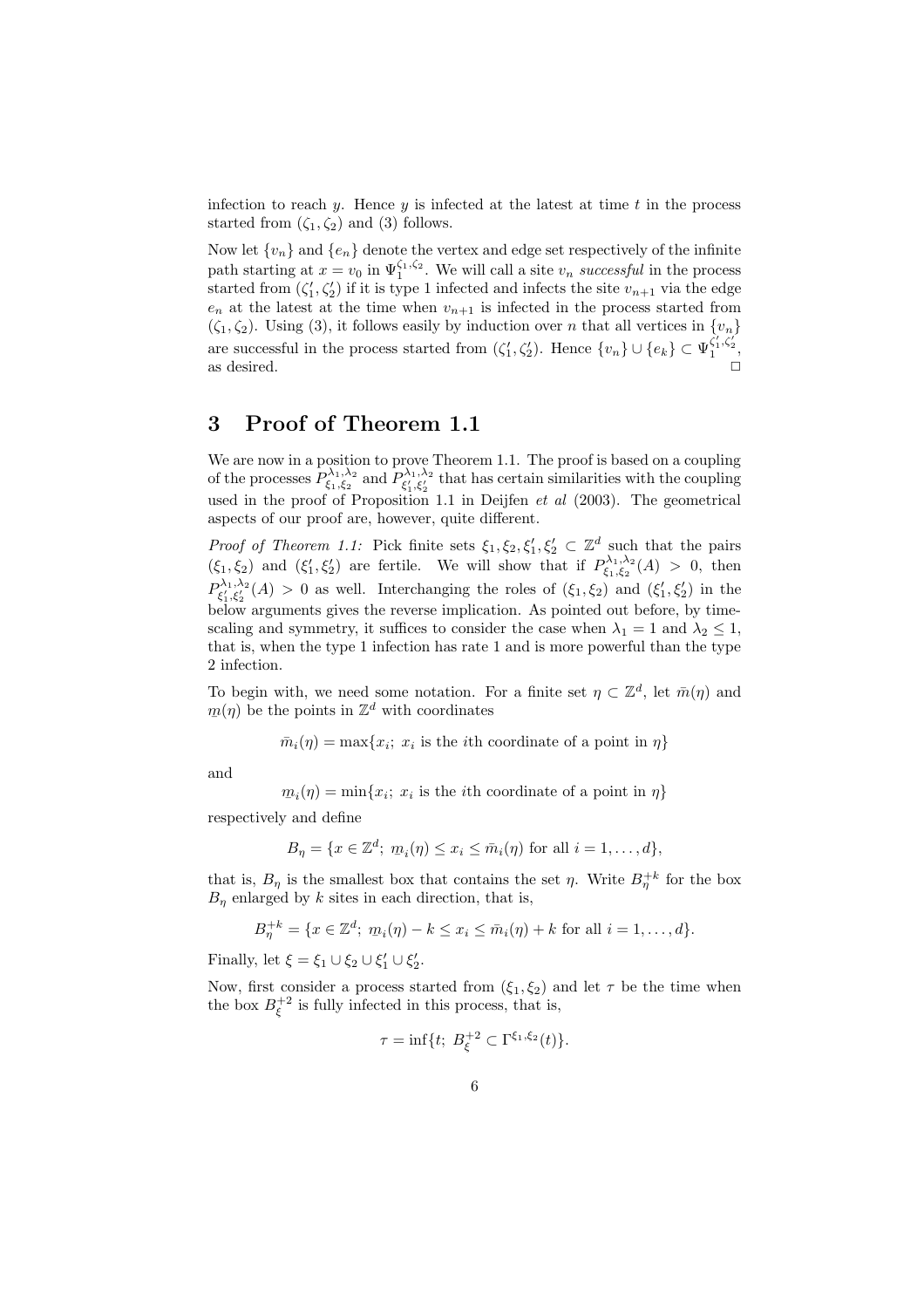infection to reach $y$. Hence $y$ is infected at the latest at time $t$ in the process started from $(\zeta_1, \zeta_2)$ and (3) follows.

Now let $\{v_n\}$ and $\{e_n\}$ denote the vertex and edge set respectively of the infinite path starting at $x = v_0$ in $\Psi_1^{\zeta_1,\zeta_2}$. We will call a site $v_n$ *successful* in the process started from $(\zeta_1', \zeta_2')$ if it is type 1 infected and infects the site $v_{n+1}$ via the edge $e_n$ at the latest at the time when $v_{n+1}$ is infected in the process started from $(\zeta_1, \zeta_2)$. Using (3), it follows easily by induction over $n$ that all vertices in $\{v_n\}$ are successful in the process started from $(\zeta_1', \zeta_2')$. Hence $\{v_n\} \cup \{e_k\} \subset \Psi_1^{\zeta_1',\zeta_2'}$, as desired. □

# 3 Proof of Theorem 1.1

We are now in a position to prove Theorem 1.1. The proof is based on a coupling of the processes $P_{\xi_1,\xi_2}^{\lambda_1,\lambda_2}$ and $P_{\xi_1',\xi_2'}^{\lambda_1,\lambda_2}$ that has certain similarities with the coupling used in the proof of Proposition 1.1 in Deijfen *et al* (2003). The geometrical aspects of our proof are, however, quite different.

*Proof of Theorem 1.1:* Pick finite sets $\xi_1, \xi_2, \xi_1', \xi_2' \subset \mathbb{Z}^d$ such that the pairs $(\xi_1, \xi_2)$ and $(\xi_1', \xi_2')$ are fertile. We will show that if $P_{\xi_1,\xi_2}^{\lambda_1,\lambda_2}(A) > 0$, then $P_{\xi_1',\xi_2'}^{\lambda_1,\lambda_2}(A) > 0$ as well. Interchanging the roles of $(\xi_1, \xi_2)$ and $(\xi_1', \xi_2')$ in the below arguments gives the reverse implication. As pointed out before, by time-scaling and symmetry, it suffices to consider the case when $\lambda_1 = 1$ and $\lambda_2 \leq 1$, that is, when the type 1 infection has rate 1 and is more powerful than the type 2 infection.

To begin with, we need some notation. For a finite set $\eta \subset \mathbb{Z}^d$, let $\bar{m}(\eta)$ and $\underline{m}(\eta)$ be the points in $\mathbb{Z}^d$ with coordinates

$$\bar{m}_i(\eta) = \max\{x_i;\ x_i \text{ is the } i\text{th coordinate of a point in } \eta\}$$

and

$$\underline{m}_i(\eta) = \min\{x_i;\ x_i \text{ is the } i\text{th coordinate of a point in } \eta\}$$

respectively and define

$$B_\eta = \{x \in \mathbb{Z}^d;\ \underline{m}_i(\eta) \leq x_i \leq \bar{m}_i(\eta) \text{ for all } i = 1, \ldots, d\},$$

that is, $B_\eta$ is the smallest box that contains the set $\eta$. Write $B_\eta^{+k}$ for the box $B_\eta$ enlarged by $k$ sites in each direction, that is,

$$B_\eta^{+k} = \{x \in \mathbb{Z}^d;\ \underline{m}_i(\eta) - k \leq x_i \leq \bar{m}_i(\eta) + k \text{ for all } i = 1, \ldots, d\}.$$

Finally, let $\xi = \xi_1 \cup \xi_2 \cup \xi_1' \cup \xi_2'$.

Now, first consider a process started from $(\xi_1, \xi_2)$ and let $\tau$ be the time when the box $B_\xi^{+2}$ is fully infected in this process, that is,

$$\tau = \inf\{t;\ B_\xi^{+2} \subset \Gamma^{\xi_1,\xi_2}(t)\}.$$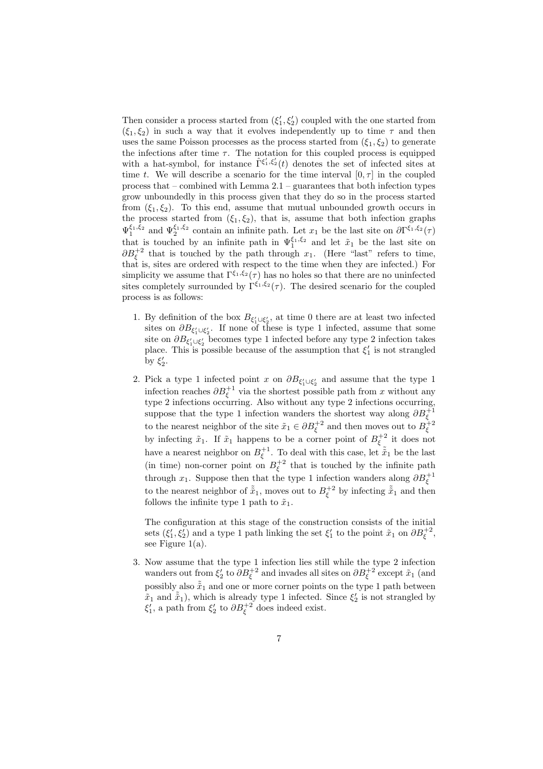Then consider a process started from $(\xi_1', \xi_2')$ coupled with the one started from $(\xi_1, \xi_2)$ in such a way that it evolves independently up to time $\tau$ and then uses the same Poisson processes as the process started from $(\xi_1, \xi_2)$ to generate the infections after time $\tau$. The notation for this coupled process is equipped with a hat-symbol, for instance $\hat{\Gamma}^{\xi_1', \xi_2'}(t)$ denotes the set of infected sites at time $t$. We will describe a scenario for the time interval $[0, \tau]$ in the coupled process that – combined with Lemma 2.1 – guarantees that both infection types grow unboundedly in this process given that they do so in the process started from $(\xi_1, \xi_2)$. To this end, assume that mutual unbounded growth occurs in the process started from $(\xi_1, \xi_2)$, that is, assume that both infection graphs $\Psi_1^{\xi_1,\xi_2}$ and $\Psi_2^{\xi_1,\xi_2}$ contain an infinite path. Let $x_1$ be the last site on $\partial\Gamma^{\xi_1,\xi_2}(\tau)$ that is touched by an infinite path in $\Psi_1^{\xi_1,\xi_2}$ and let $\tilde{x}_1$ be the last site on $\partial B_\xi^{+2}$ that is touched by the path through $x_1$. (Here "last" refers to time, that is, sites are ordered with respect to the time when they are infected.) For simplicity we assume that $\Gamma^{\xi_1,\xi_2}(\tau)$ has no holes so that there are no uninfected sites completely surrounded by $\Gamma^{\xi_1,\xi_2}(\tau)$. The desired scenario for the coupled process is as follows:

1. By definition of the box $B_{\xi_1' \cup \xi_2'}$, at time 0 there are at least two infected sites on $\partial B_{\xi_1' \cup \xi_2'}$. If none of these is type 1 infected, assume that some site on $\partial B_{\xi_1' \cup \xi_2'}$ becomes type 1 infected before any type 2 infection takes place. This is possible because of the assumption that $\xi_1'$ is not strangled by $\xi_2'$.

2. Pick a type 1 infected point $x$ on $\partial B_{\xi_1' \cup \xi_2'}$ and assume that the type 1 infection reaches $\partial B_\xi^{+1}$ via the shortest possible path from $x$ without any type 2 infections occurring. Also without any type 2 infections occurring, suppose that the type 1 infection wanders the shortest way along $\partial B_\xi^{+1}$ to the nearest neighbor of the site $\tilde{x}_1 \in \partial B_\xi^{+2}$ and then moves out to $B_\xi^{+2}$ by infecting $\tilde{x}_1$. If $\tilde{x}_1$ happens to be a corner point of $B_\xi^{+2}$ it does not have a nearest neighbor on $B_\xi^{+1}$. To deal with this case, let $\tilde{\tilde{x}}_1$ be the last (in time) non-corner point on $B_\xi^{+2}$ that is touched by the infinite path through $x_1$. Suppose then that the type 1 infection wanders along $\partial B_\xi^{+1}$ to the nearest neighbor of $\tilde{\tilde{x}}_1$, moves out to $B_\xi^{+2}$ by infecting $\tilde{\tilde{x}}_1$ and then follows the infinite type 1 path to $\tilde{x}_1$.

   The configuration at this stage of the construction consists of the initial sets $(\xi_1', \xi_2')$ and a type 1 path linking the set $\xi_1'$ to the point $\tilde{x}_1$ on $\partial B_\xi^{+2}$, see Figure 1(a).

3. Now assume that the type 1 infection lies still while the type 2 infection wanders out from $\xi_2'$ to $\partial B_\xi^{+2}$ and invades all sites on $\partial B_\xi^{+2}$ except $\tilde{x}_1$ (and possibly also $\tilde{\tilde{x}}_1$ and one or more corner points on the type 1 path between $\tilde{x}_1$ and $\tilde{\tilde{x}}_1$), which is already type 1 infected. Since $\xi_2'$ is not strangled by $\xi_1'$, a path from $\xi_2'$ to $\partial B_\xi^{+2}$ does indeed exist.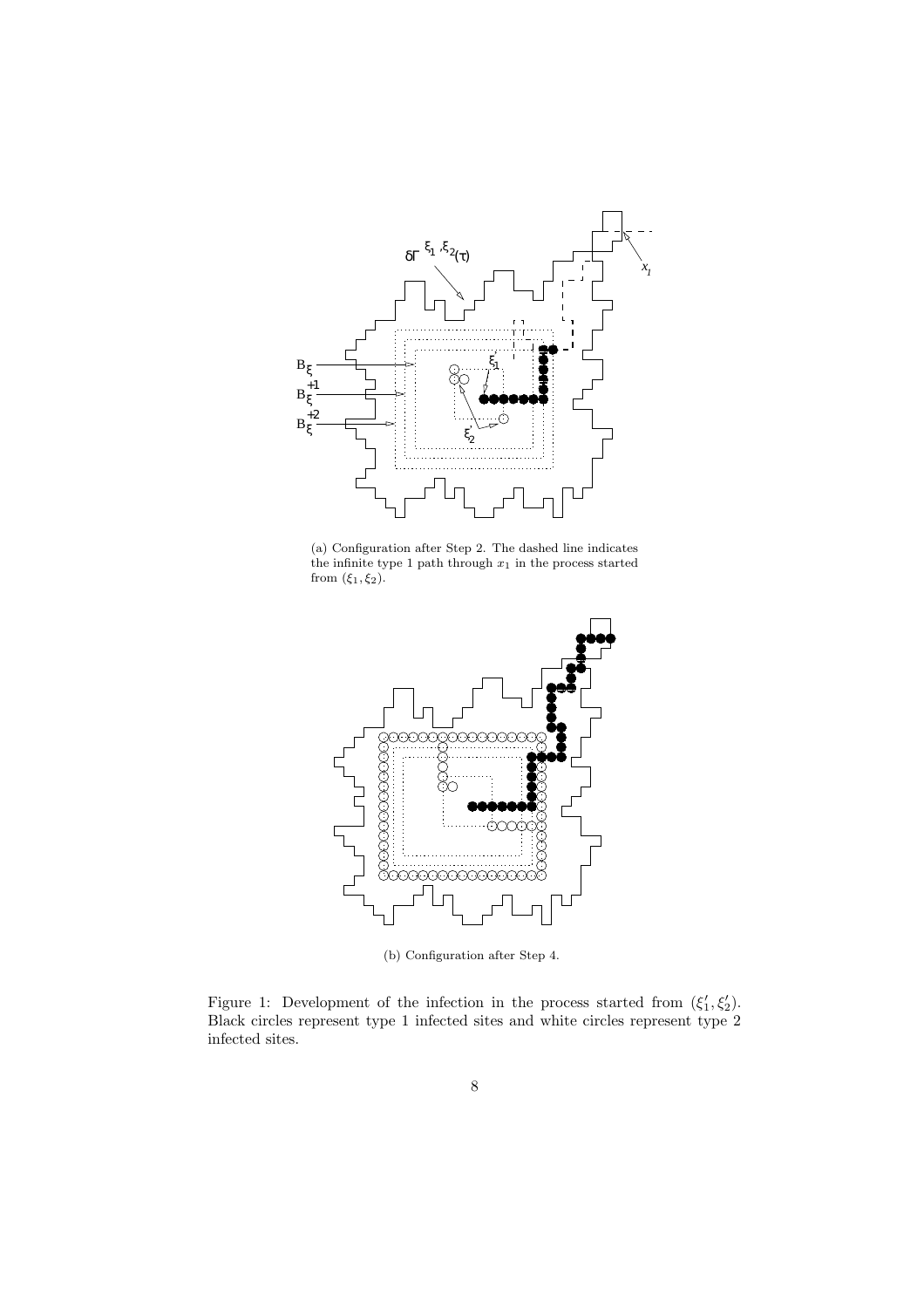(a) Configuration after Step 2. The dashed line indicates the infinite type 1 path through $x_1$ in the process started from $(\xi_1, \xi_2)$.

(b) Configuration after Step 4.

Figure 1: Development of the infection in the process started from $(\xi_1', \xi_2')$. Black circles represent type 1 infected sites and white circles represent type 2 infected sites.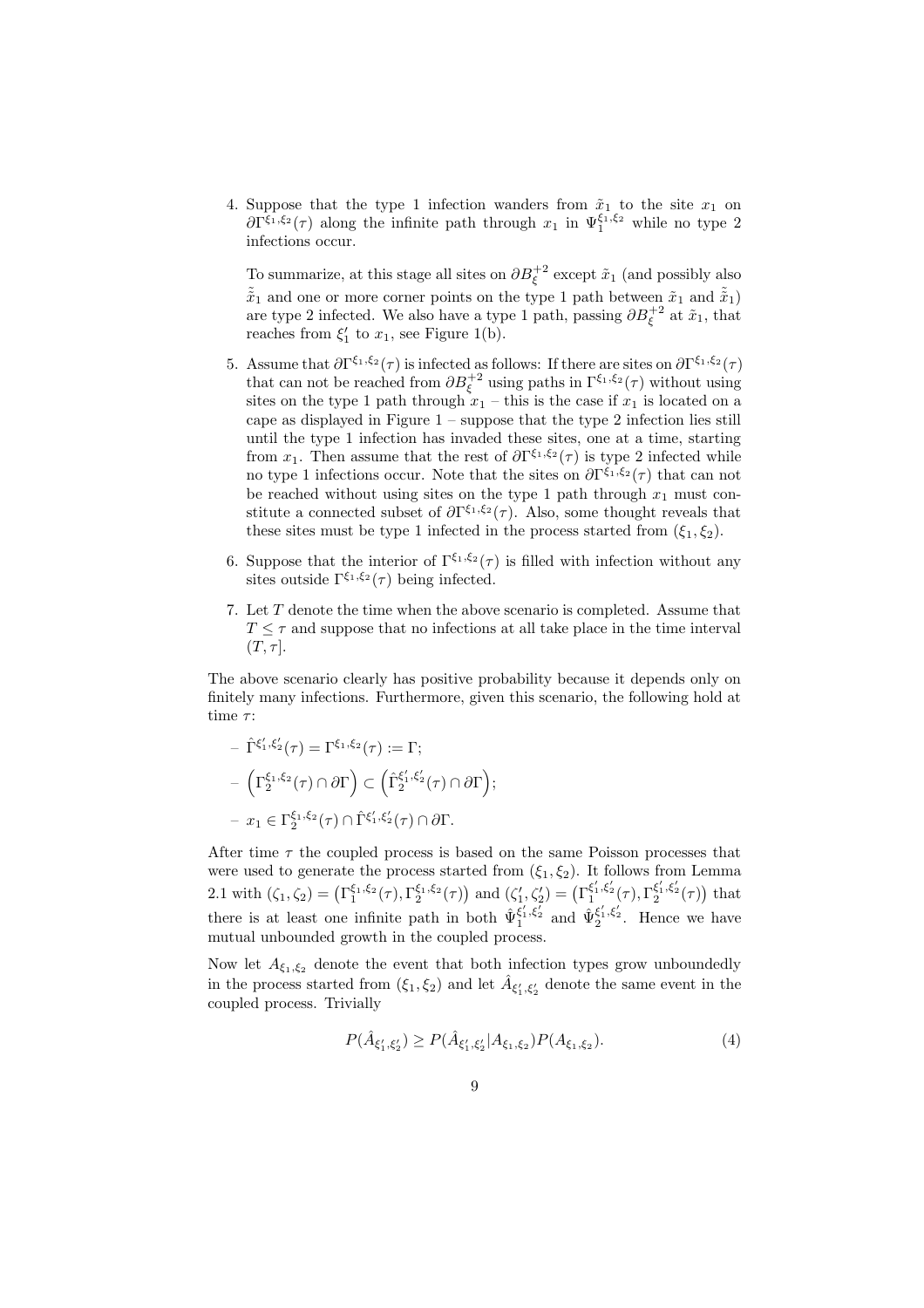4. Suppose that the type 1 infection wanders from $\tilde{x}_1$ to the site $x_1$ on $\partial\Gamma^{\xi_1,\xi_2}(\tau)$ along the infinite path through $x_1$ in $\Psi_1^{\xi_1,\xi_2}$ while no type 2 infections occur.

   To summarize, at this stage all sites on $\partial B_\xi^{+2}$ except $\tilde{x}_1$ (and possibly also $\tilde{\tilde{x}}_1$ and one or more corner points on the type 1 path between $\tilde{x}_1$ and $\tilde{\tilde{x}}_1$) are type 2 infected. We also have a type 1 path, passing $\partial B_\xi^{+2}$ at $\tilde{x}_1$, that reaches from $\xi_1'$ to $x_1$, see Figure 1(b).

5. Assume that $\partial\Gamma^{\xi_1,\xi_2}(\tau)$ is infected as follows: If there are sites on $\partial\Gamma^{\xi_1,\xi_2}(\tau)$ that can not be reached from $\partial B_\xi^{+2}$ using paths in $\Gamma^{\xi_1,\xi_2}(\tau)$ without using sites on the type 1 path through $x_1$ – this is the case if $x_1$ is located on a cape as displayed in Figure 1 – suppose that the type 2 infection lies still until the type 1 infection has invaded these sites, one at a time, starting from $x_1$. Then assume that the rest of $\partial\Gamma^{\xi_1,\xi_2}(\tau)$ is type 2 infected while no type 1 infections occur. Note that the sites on $\partial\Gamma^{\xi_1,\xi_2}(\tau)$ that can not be reached without using sites on the type 1 path through $x_1$ must constitute a connected subset of $\partial\Gamma^{\xi_1,\xi_2}(\tau)$. Also, some thought reveals that these sites must be type 1 infected in the process started from $(\xi_1,\xi_2)$.

6. Suppose that the interior of $\Gamma^{\xi_1,\xi_2}(\tau)$ is filled with infection without any sites outside $\Gamma^{\xi_1,\xi_2}(\tau)$ being infected.

7. Let $T$ denote the time when the above scenario is completed. Assume that $T\leq\tau$ and suppose that no infections at all take place in the time interval $(T,\tau]$.

The above scenario clearly has positive probability because it depends only on finitely many infections. Furthermore, given this scenario, the following hold at time $\tau$:

- $\hat{\Gamma}^{\xi_1',\xi_2'}(\tau)=\Gamma^{\xi_1,\xi_2}(\tau):=\Gamma$;
- $\left(\Gamma_2^{\xi_1,\xi_2}(\tau)\cap\partial\Gamma\right)\subset\left(\hat{\Gamma}_2^{\xi_1',\xi_2'}(\tau)\cap\partial\Gamma\right)$;
- $x_1\in\Gamma_2^{\xi_1,\xi_2}(\tau)\cap\hat{\Gamma}^{\xi_1',\xi_2'}(\tau)\cap\partial\Gamma$.

After time $\tau$ the coupled process is based on the same Poisson processes that were used to generate the process started from $(\xi_1,\xi_2)$. It follows from Lemma 2.1 with $(\zeta_1,\zeta_2)=\left(\Gamma_1^{\xi_1,\xi_2}(\tau),\Gamma_2^{\xi_1,\xi_2}(\tau)\right)$ and $(\zeta_1',\zeta_2')=\left(\Gamma_1^{\xi_1',\xi_2'}(\tau),\Gamma_2^{\xi_1',\xi_2'}(\tau)\right)$ that there is at least one infinite path in both $\hat{\Psi}_1^{\xi_1',\xi_2'}$ and $\hat{\Psi}_2^{\xi_1',\xi_2'}$. Hence we have mutual unbounded growth in the coupled process.

Now let $A_{\xi_1,\xi_2}$ denote the event that both infection types grow unboundedly in the process started from $(\xi_1,\xi_2)$ and let $\hat{A}_{\xi_1',\xi_2'}$ denote the same event in the coupled process. Trivially

$$P(\hat{A}_{\xi_1',\xi_2'})\geq P(\hat{A}_{\xi_1',\xi_2'}|A_{\xi_1,\xi_2})P(A_{\xi_1,\xi_2}).\tag{4}$$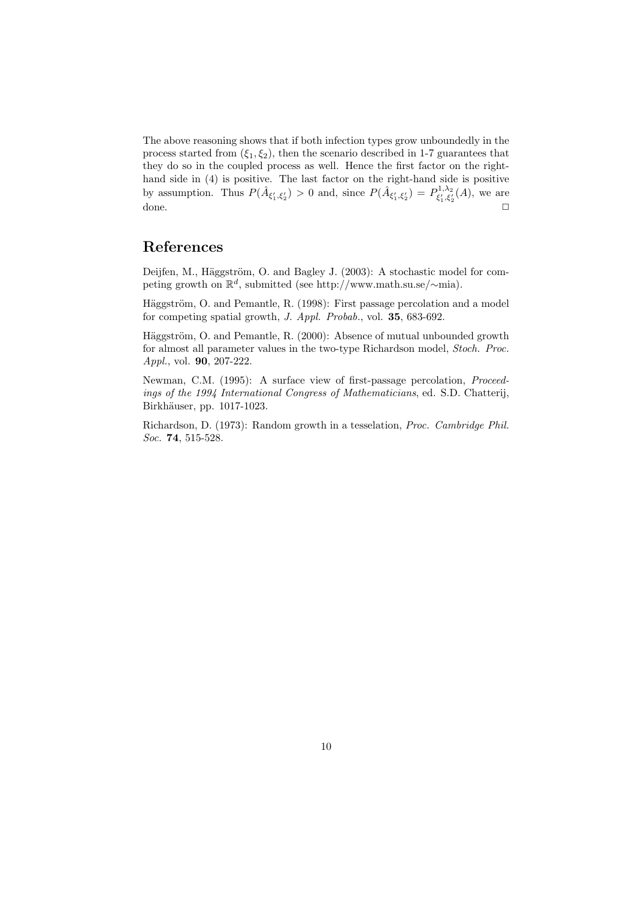The above reasoning shows that if both infection types grow unboundedly in the process started from $(\xi_1, \xi_2)$, then the scenario described in 1-7 guarantees that they do so in the coupled process as well. Hence the first factor on the right-hand side in (4) is positive. The last factor on the right-hand side is positive by assumption. Thus $P(\hat{A}_{\xi_1', \xi_2'}) > 0$ and, since $P(\hat{A}_{\xi_1', \xi_2'}) = P^{1,\lambda_2}_{\xi_1', \xi_2'}(A)$, we are done. □

## References

Deijfen, M., Häggström, O. and Bagley J. (2003): A stochastic model for competing growth on $\mathbb{R}^d$, submitted (see http://www.math.su.se/∼mia).

Häggström, O. and Pemantle, R. (1998): First passage percolation and a model for competing spatial growth, *J. Appl. Probab.*, vol. **35**, 683-692.

Häggström, O. and Pemantle, R. (2000): Absence of mutual unbounded growth for almost all parameter values in the two-type Richardson model, *Stoch. Proc. Appl.*, vol. **90**, 207-222.

Newman, C.M. (1995): A surface view of first-passage percolation, *Proceedings of the 1994 International Congress of Mathematicians*, ed. S.D. Chatterij, Birkhäuser, pp. 1017-1023.

Richardson, D. (1973): Random growth in a tesselation, *Proc. Cambridge Phil. Soc.* **74**, 515-528.